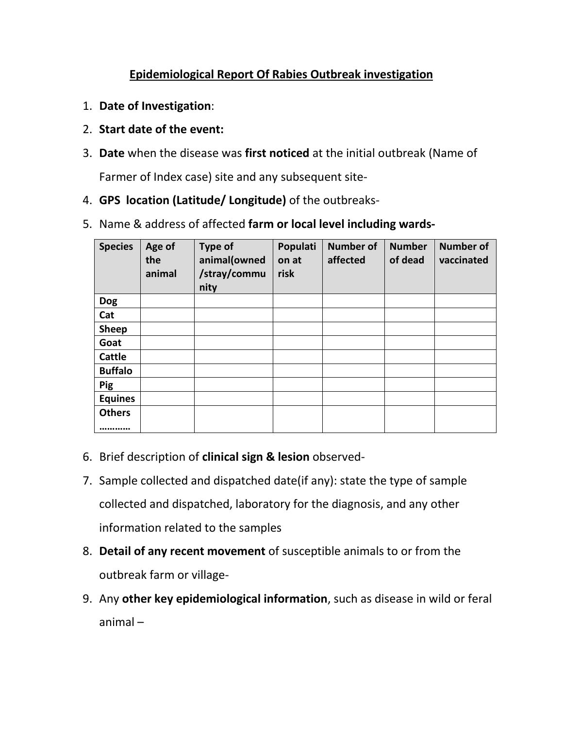## Epidemiological Report Of Rabies Outbreak investigation

1. **Date of Investigation**:
2. **Start date of the event:**
3. **Date** when the disease was **first noticed** at the initial outbreak (Name of Farmer of Index case) site and any subsequent site-
4. **GPS location (Latitude/ Longitude)** of the outbreaks-
5. Name & address of affected **farm or local level including wards-**

| Species | Age of the animal | Type of animal(owned /stray/community | Population at risk | Number of affected | Number of dead | Number of vaccinated |
|---|---|---|---|---|---|---|
| Dog | | | | | | |
| Cat | | | | | | |
| Sheep | | | | | | |
| Goat | | | | | | |
| Cattle | | | | | | |
| Buffalo | | | | | | |
| Pig | | | | | | |
| Equines | | | | | | |
| Others ………… | | | | | | |

6. Brief description of **clinical sign & lesion** observed-
7. Sample collected and dispatched date(if any): state the type of sample collected and dispatched, laboratory for the diagnosis, and any other information related to the samples
8. **Detail of any recent movement** of susceptible animals to or from the outbreak farm or village-
9. Any **other key epidemiological information**, such as disease in wild or feral animal –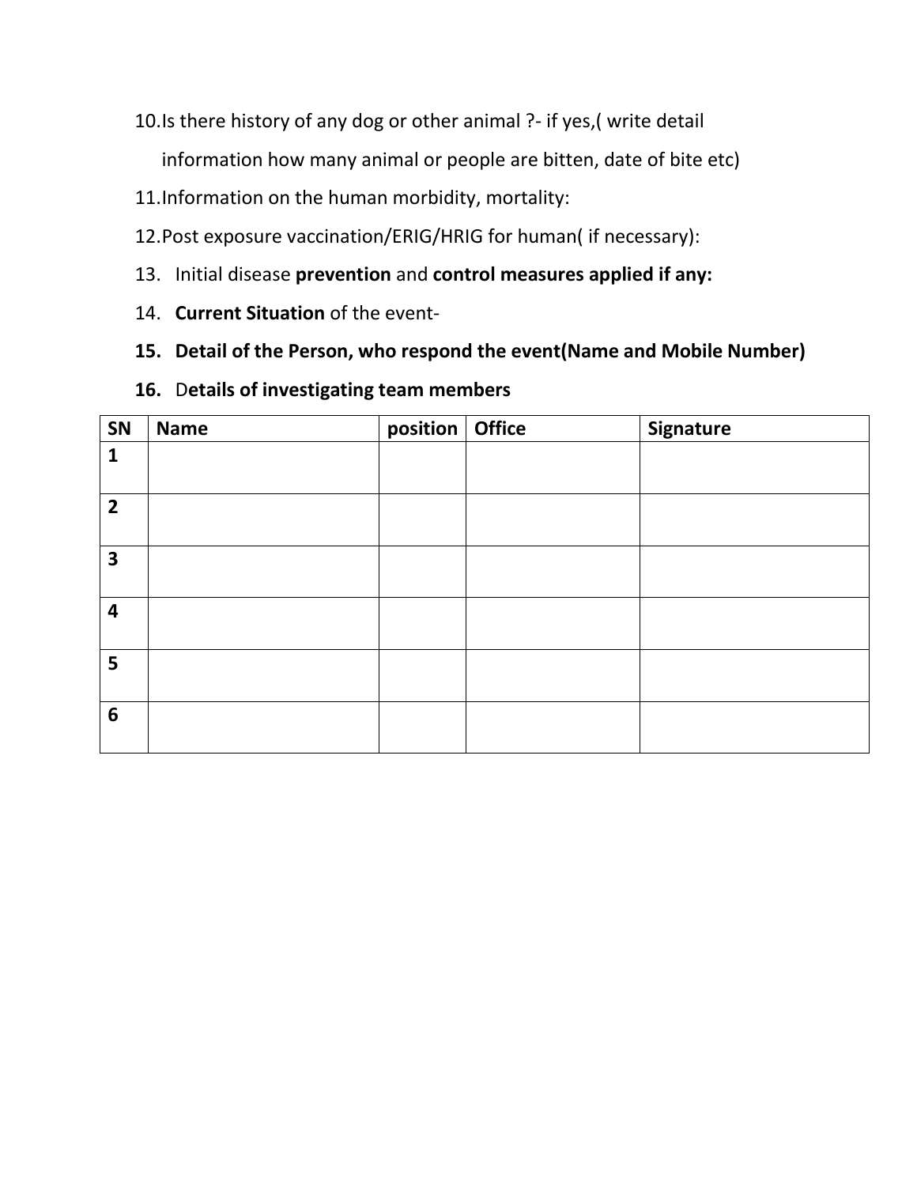10. Is there history of any dog or other animal ?- if yes,( write detail information how many animal or people are bitten, date of bite etc)
11. Information on the human morbidity, mortality:
12. Post exposure vaccination/ERIG/HRIG for human( if necessary):
13. Initial disease **prevention** and **control measures applied if any:**
14. **Current Situation** of the event-
15. **Detail of the Person, who respond the event(Name and Mobile Number)**
16. **Details of investigating team members**

| SN | Name | position | Office | Signature |
|---|---|---|---|---|
| 1 | | | | |
| 2 | | | | |
| 3 | | | | |
| 4 | | | | |
| 5 | | | | |
| 6 | | | | |